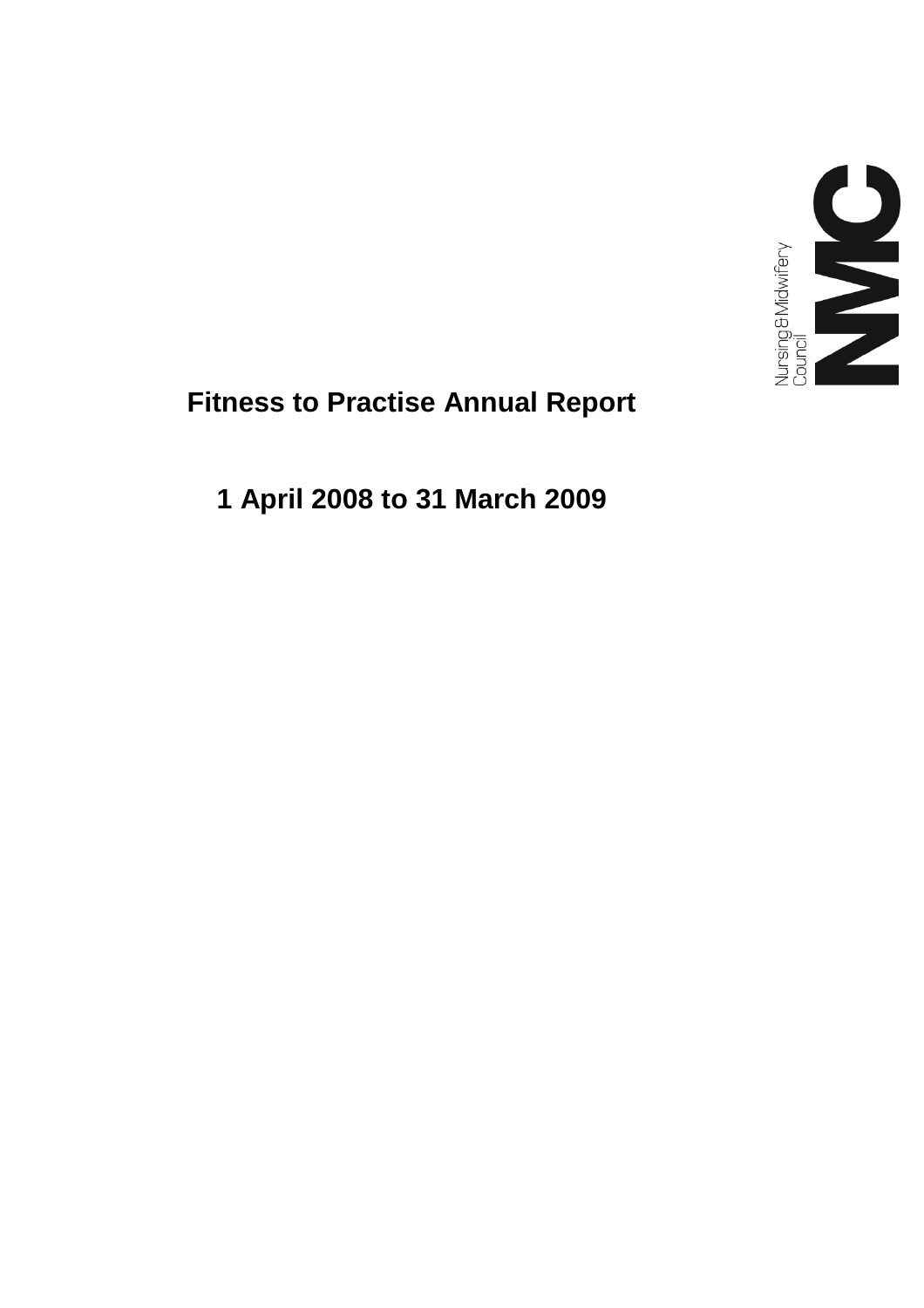# Fitness to Practise Annual Report

## 1 April 2008 to 31 March 2009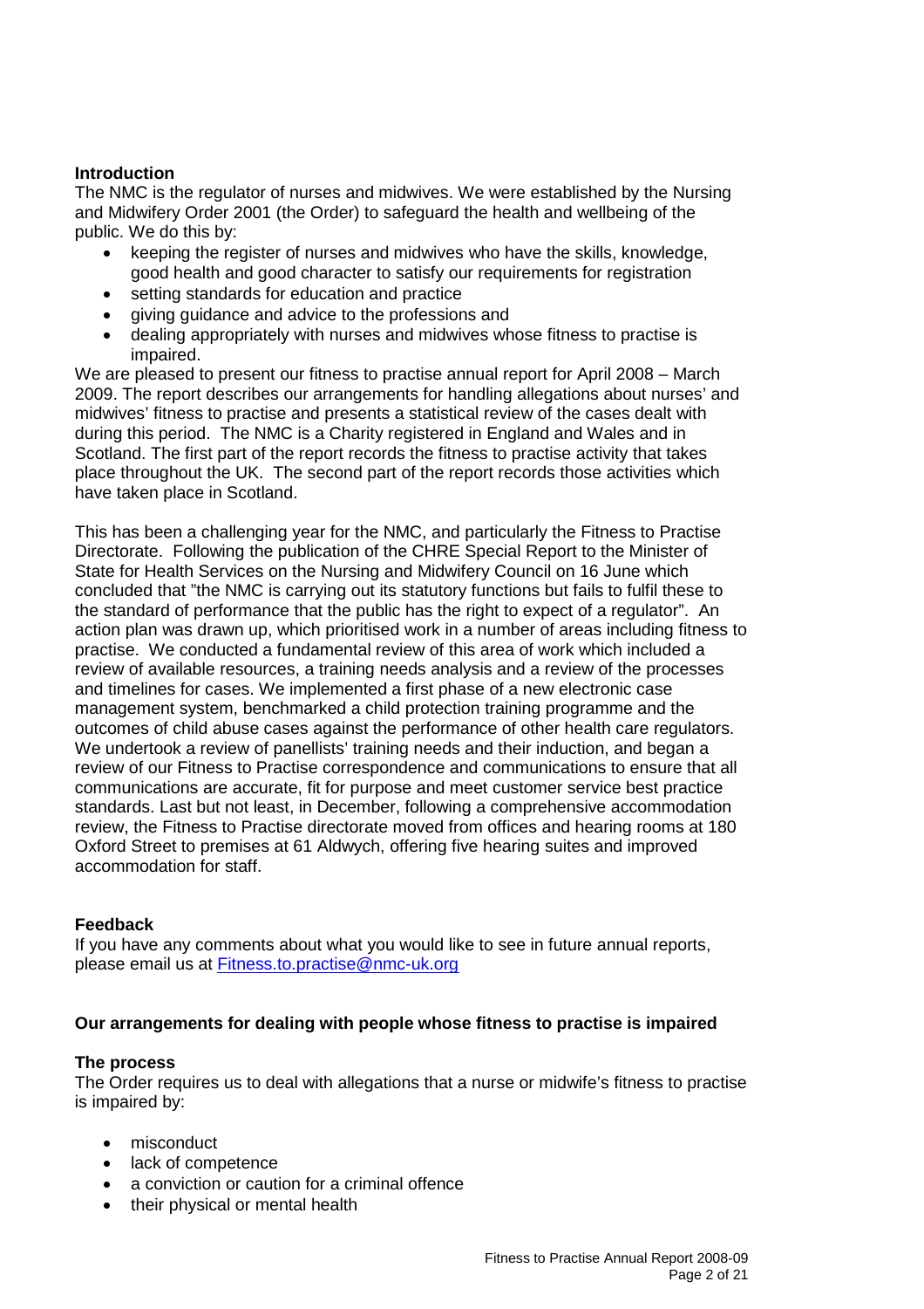## Introduction

The NMC is the regulator of nurses and midwives. We were established by the Nursing and Midwifery Order 2001 (the Order) to safeguard the health and wellbeing of the public. We do this by:

- keeping the register of nurses and midwives who have the skills, knowledge, good health and good character to satisfy our requirements for registration
- setting standards for education and practice
- giving guidance and advice to the professions and
- dealing appropriately with nurses and midwives whose fitness to practise is impaired.

We are pleased to present our fitness to practise annual report for April 2008 – March 2009. The report describes our arrangements for handling allegations about nurses' and midwives' fitness to practise and presents a statistical review of the cases dealt with during this period. The NMC is a Charity registered in England and Wales and in Scotland. The first part of the report records the fitness to practise activity that takes place throughout the UK. The second part of the report records those activities which have taken place in Scotland.

This has been a challenging year for the NMC, and particularly the Fitness to Practise Directorate. Following the publication of the CHRE Special Report to the Minister of State for Health Services on the Nursing and Midwifery Council on 16 June which concluded that "the NMC is carrying out its statutory functions but fails to fulfil these to the standard of performance that the public has the right to expect of a regulator". An action plan was drawn up, which prioritised work in a number of areas including fitness to practise. We conducted a fundamental review of this area of work which included a review of available resources, a training needs analysis and a review of the processes and timelines for cases. We implemented a first phase of a new electronic case management system, benchmarked a child protection training programme and the outcomes of child abuse cases against the performance of other health care regulators. We undertook a review of panellists' training needs and their induction, and began a review of our Fitness to Practise correspondence and communications to ensure that all communications are accurate, fit for purpose and meet customer service best practice standards. Last but not least, in December, following a comprehensive accommodation review, the Fitness to Practise directorate moved from offices and hearing rooms at 180 Oxford Street to premises at 61 Aldwych, offering five hearing suites and improved accommodation for staff.

## Feedback

If you have any comments about what you would like to see in future annual reports, please email us at [Fitness.to.practise@nmc-uk.org](mailto:Fitness.to.practise@nmc-uk.org)

## Our arrangements for dealing with people whose fitness to practise is impaired

### The process

The Order requires us to deal with allegations that a nurse or midwife's fitness to practise is impaired by:

- misconduct
- lack of competence
- a conviction or caution for a criminal offence
- their physical or mental health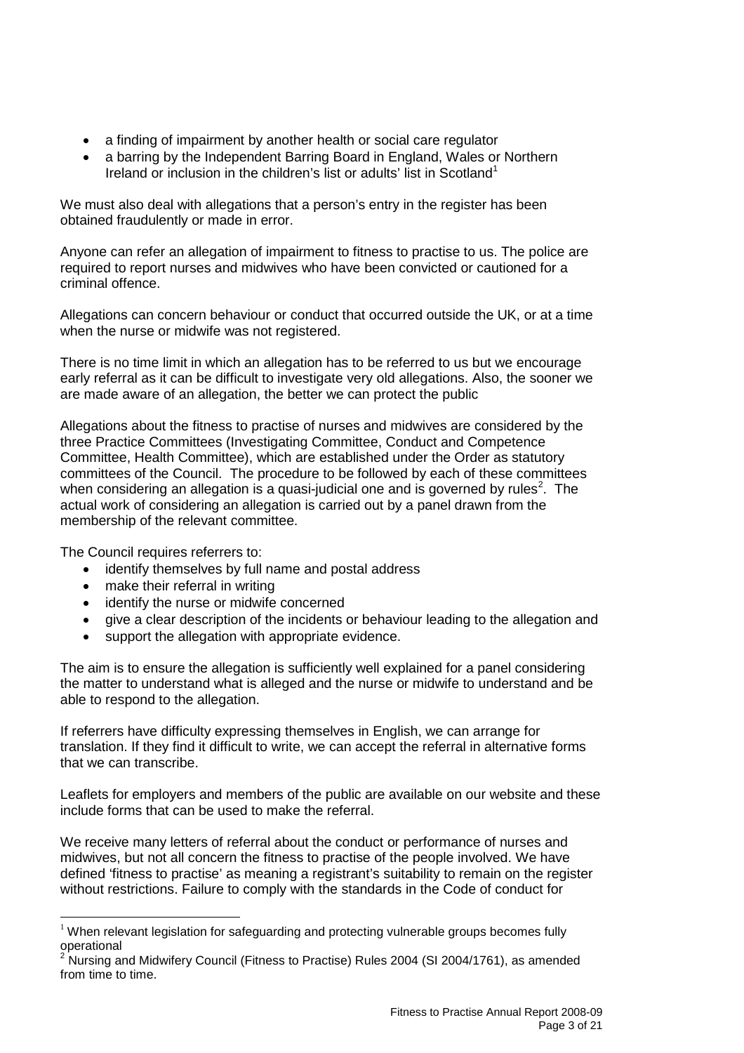- a finding of impairment by another health or social care regulator
- a barring by the Independent Barring Board in England, Wales or Northern Ireland or inclusion in the children's list or adults' list in Scotland[1]

We must also deal with allegations that a person's entry in the register has been obtained fraudulently or made in error.

Anyone can refer an allegation of impairment to fitness to practise to us. The police are required to report nurses and midwives who have been convicted or cautioned for a criminal offence.

Allegations can concern behaviour or conduct that occurred outside the UK, or at a time when the nurse or midwife was not registered.

There is no time limit in which an allegation has to be referred to us but we encourage early referral as it can be difficult to investigate very old allegations. Also, the sooner we are made aware of an allegation, the better we can protect the public

Allegations about the fitness to practise of nurses and midwives are considered by the three Practice Committees (Investigating Committee, Conduct and Competence Committee, Health Committee), which are established under the Order as statutory committees of the Council. The procedure to be followed by each of these committees when considering an allegation is a quasi-judicial one and is governed by rules[2]. The actual work of considering an allegation is carried out by a panel drawn from the membership of the relevant committee.

The Council requires referrers to:

- identify themselves by full name and postal address
- make their referral in writing
- identify the nurse or midwife concerned
- give a clear description of the incidents or behaviour leading to the allegation and
- support the allegation with appropriate evidence.

The aim is to ensure the allegation is sufficiently well explained for a panel considering the matter to understand what is alleged and the nurse or midwife to understand and be able to respond to the allegation.

If referrers have difficulty expressing themselves in English, we can arrange for translation. If they find it difficult to write, we can accept the referral in alternative forms that we can transcribe.

Leaflets for employers and members of the public are available on our website and these include forms that can be used to make the referral.

We receive many letters of referral about the conduct or performance of nurses and midwives, but not all concern the fitness to practise of the people involved. We have defined 'fitness to practise' as meaning a registrant's suitability to remain on the register without restrictions. Failure to comply with the standards in the Code of conduct for

---

[1] When relevant legislation for safeguarding and protecting vulnerable groups becomes fully operational

[2] Nursing and Midwifery Council (Fitness to Practise) Rules 2004 (SI 2004/1761), as amended from time to time.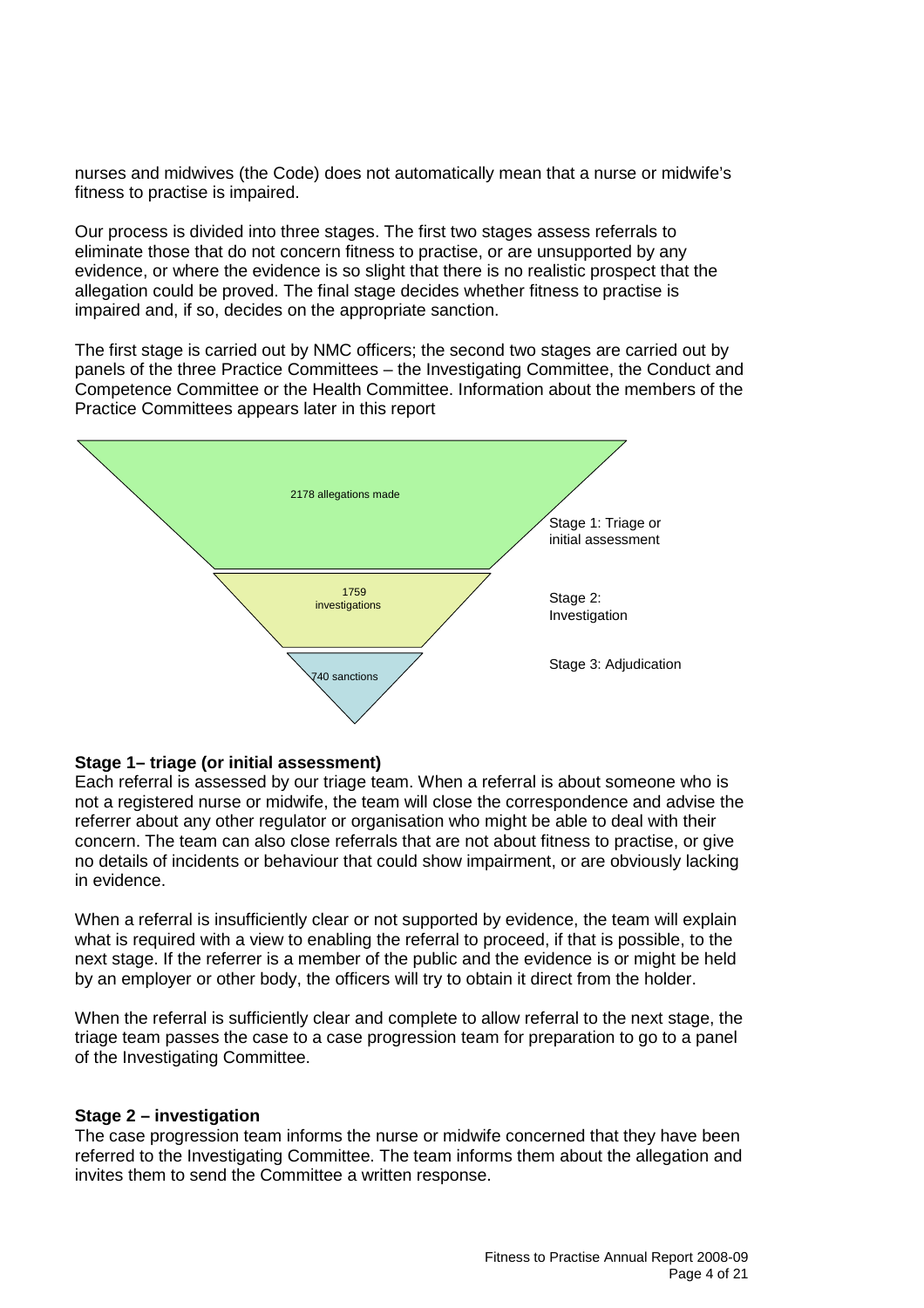nurses and midwives (the Code) does not automatically mean that a nurse or midwife's fitness to practise is impaired.

Our process is divided into three stages. The first two stages assess referrals to eliminate those that do not concern fitness to practise, or are unsupported by any evidence, or where the evidence is so slight that there is no realistic prospect that the allegation could be proved. The final stage decides whether fitness to practise is impaired and, if so, decides on the appropriate sanction.

The first stage is carried out by NMC officers; the second two stages are carried out by panels of the three Practice Committees – the Investigating Committee, the Conduct and Competence Committee or the Health Committee. Information about the members of the Practice Committees appears later in this report

2178 allegations made — Stage 1: Triage or initial assessment

1759 investigations — Stage 2: Investigation

740 sanctions — Stage 3: Adjudication

**Stage 1– triage (or initial assessment)**

Each referral is assessed by our triage team. When a referral is about someone who is not a registered nurse or midwife, the team will close the correspondence and advise the referrer about any other regulator or organisation who might be able to deal with their concern. The team can also close referrals that are not about fitness to practise, or give no details of incidents or behaviour that could show impairment, or are obviously lacking in evidence.

When a referral is insufficiently clear or not supported by evidence, the team will explain what is required with a view to enabling the referral to proceed, if that is possible, to the next stage. If the referrer is a member of the public and the evidence is or might be held by an employer or other body, the officers will try to obtain it direct from the holder.

When the referral is sufficiently clear and complete to allow referral to the next stage, the triage team passes the case to a case progression team for preparation to go to a panel of the Investigating Committee.

**Stage 2 – investigation**

The case progression team informs the nurse or midwife concerned that they have been referred to the Investigating Committee. The team informs them about the allegation and invites them to send the Committee a written response.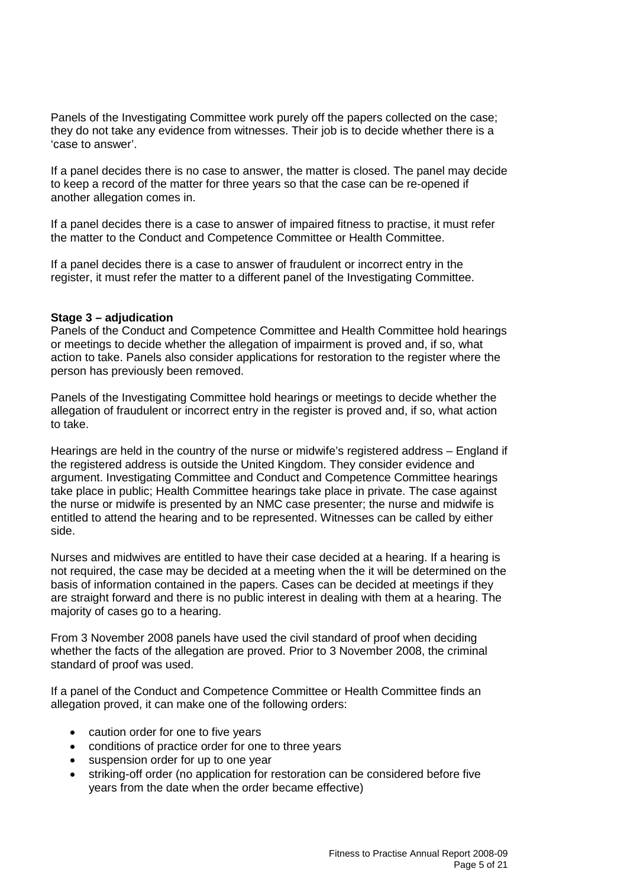Panels of the Investigating Committee work purely off the papers collected on the case; they do not take any evidence from witnesses. Their job is to decide whether there is a 'case to answer'.

If a panel decides there is no case to answer, the matter is closed. The panel may decide to keep a record of the matter for three years so that the case can be re-opened if another allegation comes in.

If a panel decides there is a case to answer of impaired fitness to practise, it must refer the matter to the Conduct and Competence Committee or Health Committee.

If a panel decides there is a case to answer of fraudulent or incorrect entry in the register, it must refer the matter to a different panel of the Investigating Committee.

**Stage 3 – adjudication**

Panels of the Conduct and Competence Committee and Health Committee hold hearings or meetings to decide whether the allegation of impairment is proved and, if so, what action to take. Panels also consider applications for restoration to the register where the person has previously been removed.

Panels of the Investigating Committee hold hearings or meetings to decide whether the allegation of fraudulent or incorrect entry in the register is proved and, if so, what action to take.

Hearings are held in the country of the nurse or midwife's registered address – England if the registered address is outside the United Kingdom. They consider evidence and argument. Investigating Committee and Conduct and Competence Committee hearings take place in public; Health Committee hearings take place in private. The case against the nurse or midwife is presented by an NMC case presenter; the nurse and midwife is entitled to attend the hearing and to be represented. Witnesses can be called by either side.

Nurses and midwives are entitled to have their case decided at a hearing. If a hearing is not required, the case may be decided at a meeting when the it will be determined on the basis of information contained in the papers. Cases can be decided at meetings if they are straight forward and there is no public interest in dealing with them at a hearing. The majority of cases go to a hearing.

From 3 November 2008 panels have used the civil standard of proof when deciding whether the facts of the allegation are proved. Prior to 3 November 2008, the criminal standard of proof was used.

If a panel of the Conduct and Competence Committee or Health Committee finds an allegation proved, it can make one of the following orders:

- caution order for one to five years
- conditions of practice order for one to three years
- suspension order for up to one year
- striking-off order (no application for restoration can be considered before five years from the date when the order became effective)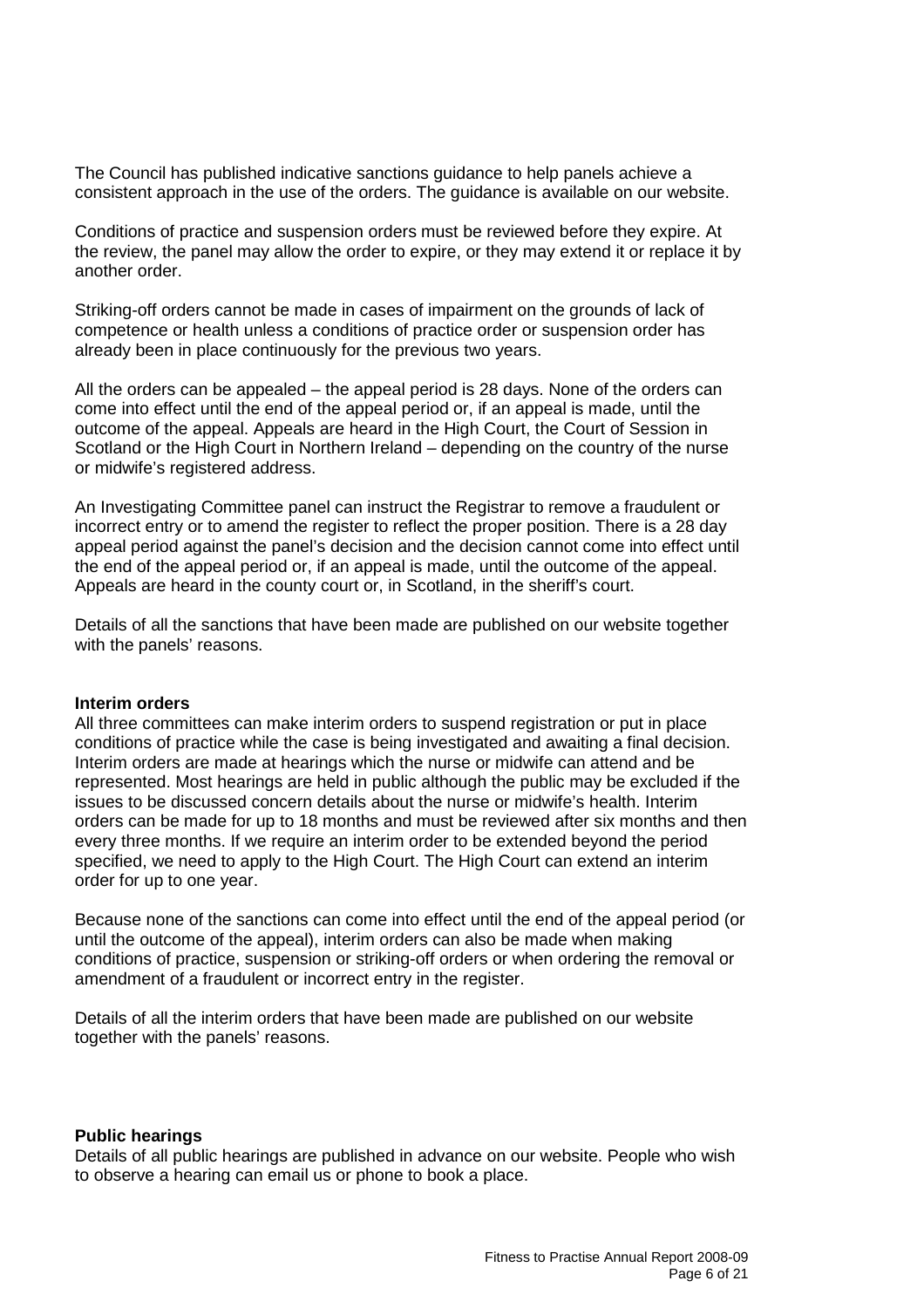The Council has published indicative sanctions guidance to help panels achieve a consistent approach in the use of the orders. The guidance is available on our website.

Conditions of practice and suspension orders must be reviewed before they expire. At the review, the panel may allow the order to expire, or they may extend it or replace it by another order.

Striking-off orders cannot be made in cases of impairment on the grounds of lack of competence or health unless a conditions of practice order or suspension order has already been in place continuously for the previous two years.

All the orders can be appealed – the appeal period is 28 days. None of the orders can come into effect until the end of the appeal period or, if an appeal is made, until the outcome of the appeal. Appeals are heard in the High Court, the Court of Session in Scotland or the High Court in Northern Ireland – depending on the country of the nurse or midwife's registered address.

An Investigating Committee panel can instruct the Registrar to remove a fraudulent or incorrect entry or to amend the register to reflect the proper position. There is a 28 day appeal period against the panel's decision and the decision cannot come into effect until the end of the appeal period or, if an appeal is made, until the outcome of the appeal. Appeals are heard in the county court or, in Scotland, in the sheriff's court.

Details of all the sanctions that have been made are published on our website together with the panels' reasons.

**Interim orders**

All three committees can make interim orders to suspend registration or put in place conditions of practice while the case is being investigated and awaiting a final decision. Interim orders are made at hearings which the nurse or midwife can attend and be represented. Most hearings are held in public although the public may be excluded if the issues to be discussed concern details about the nurse or midwife's health. Interim orders can be made for up to 18 months and must be reviewed after six months and then every three months. If we require an interim order to be extended beyond the period specified, we need to apply to the High Court. The High Court can extend an interim order for up to one year.

Because none of the sanctions can come into effect until the end of the appeal period (or until the outcome of the appeal), interim orders can also be made when making conditions of practice, suspension or striking-off orders or when ordering the removal or amendment of a fraudulent or incorrect entry in the register.

Details of all the interim orders that have been made are published on our website together with the panels' reasons.

**Public hearings**

Details of all public hearings are published in advance on our website. People who wish to observe a hearing can email us or phone to book a place.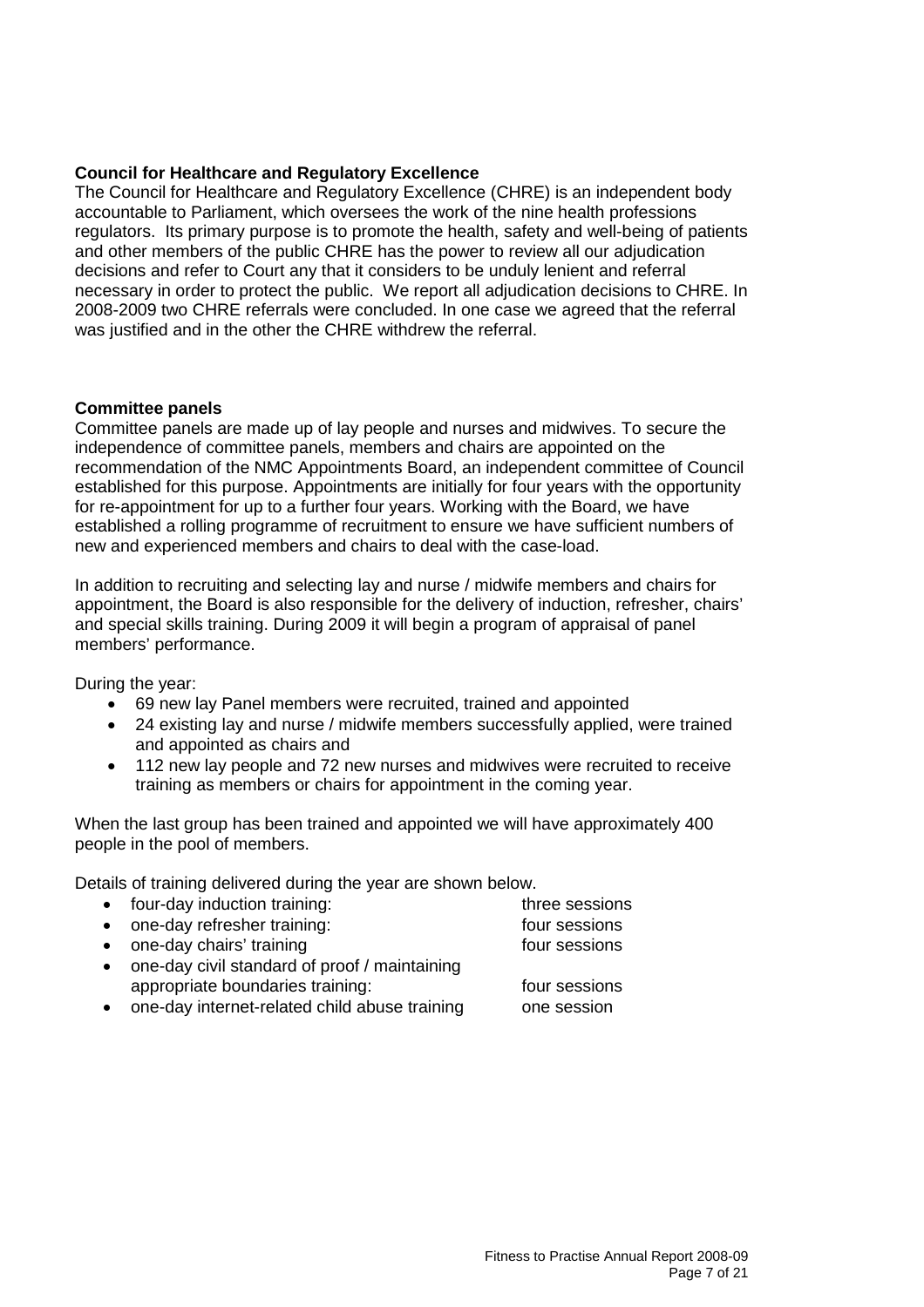**Council for Healthcare and Regulatory Excellence**

The Council for Healthcare and Regulatory Excellence (CHRE) is an independent body accountable to Parliament, which oversees the work of the nine health professions regulators. Its primary purpose is to promote the health, safety and well-being of patients and other members of the public CHRE has the power to review all our adjudication decisions and refer to Court any that it considers to be unduly lenient and referral necessary in order to protect the public. We report all adjudication decisions to CHRE. In 2008-2009 two CHRE referrals were concluded. In one case we agreed that the referral was justified and in the other the CHRE withdrew the referral.

**Committee panels**

Committee panels are made up of lay people and nurses and midwives. To secure the independence of committee panels, members and chairs are appointed on the recommendation of the NMC Appointments Board, an independent committee of Council established for this purpose. Appointments are initially for four years with the opportunity for re-appointment for up to a further four years. Working with the Board, we have established a rolling programme of recruitment to ensure we have sufficient numbers of new and experienced members and chairs to deal with the case-load.

In addition to recruiting and selecting lay and nurse / midwife members and chairs for appointment, the Board is also responsible for the delivery of induction, refresher, chairs' and special skills training. During 2009 it will begin a program of appraisal of panel members' performance.

During the year:

- 69 new lay Panel members were recruited, trained and appointed
- 24 existing lay and nurse / midwife members successfully applied, were trained and appointed as chairs and
- 112 new lay people and 72 new nurses and midwives were recruited to receive training as members or chairs for appointment in the coming year.

When the last group has been trained and appointed we will have approximately 400 people in the pool of members.

Details of training delivered during the year are shown below.

- four-day induction training: three sessions
- one-day refresher training: four sessions
- one-day chairs' training four sessions
- one-day civil standard of proof / maintaining appropriate boundaries training: four sessions
- one-day internet-related child abuse training one session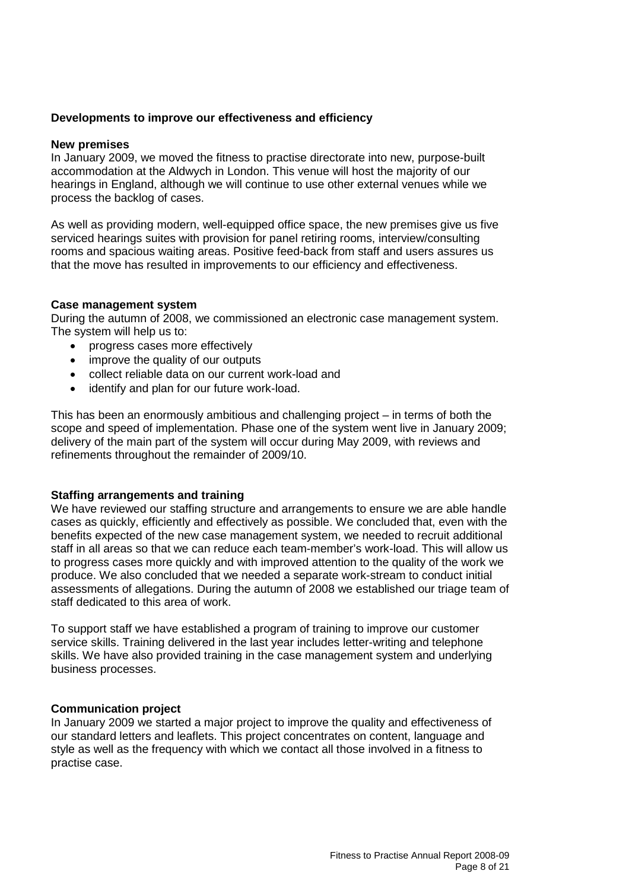## Developments to improve our effectiveness and efficiency

### New premises

In January 2009, we moved the fitness to practise directorate into new, purpose-built accommodation at the Aldwych in London. This venue will host the majority of our hearings in England, although we will continue to use other external venues while we process the backlog of cases.

As well as providing modern, well-equipped office space, the new premises give us five serviced hearings suites with provision for panel retiring rooms, interview/consulting rooms and spacious waiting areas. Positive feed-back from staff and users assures us that the move has resulted in improvements to our efficiency and effectiveness.

### Case management system

During the autumn of 2008, we commissioned an electronic case management system. The system will help us to:

- progress cases more effectively
- improve the quality of our outputs
- collect reliable data on our current work-load and
- identify and plan for our future work-load.

This has been an enormously ambitious and challenging project – in terms of both the scope and speed of implementation. Phase one of the system went live in January 2009; delivery of the main part of the system will occur during May 2009, with reviews and refinements throughout the remainder of 2009/10.

### Staffing arrangements and training

We have reviewed our staffing structure and arrangements to ensure we are able handle cases as quickly, efficiently and effectively as possible. We concluded that, even with the benefits expected of the new case management system, we needed to recruit additional staff in all areas so that we can reduce each team-member's work-load. This will allow us to progress cases more quickly and with improved attention to the quality of the work we produce. We also concluded that we needed a separate work-stream to conduct initial assessments of allegations. During the autumn of 2008 we established our triage team of staff dedicated to this area of work.

To support staff we have established a program of training to improve our customer service skills. Training delivered in the last year includes letter-writing and telephone skills. We have also provided training in the case management system and underlying business processes.

### Communication project

In January 2009 we started a major project to improve the quality and effectiveness of our standard letters and leaflets. This project concentrates on content, language and style as well as the frequency with which we contact all those involved in a fitness to practise case.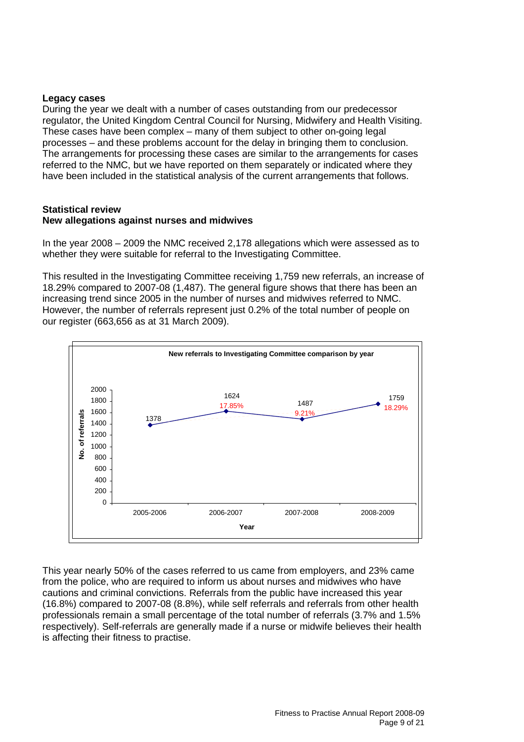**Legacy cases**

During the year we dealt with a number of cases outstanding from our predecessor regulator, the United Kingdom Central Council for Nursing, Midwifery and Health Visiting. These cases have been complex – many of them subject to other on-going legal processes – and these problems account for the delay in bringing them to conclusion. The arrangements for processing these cases are similar to the arrangements for cases referred to the NMC, but we have reported on them separately or indicated where they have been included in the statistical analysis of the current arrangements that follows.

**Statistical review**

**New allegations against nurses and midwives**

In the year 2008 – 2009 the NMC received 2,178 allegations which were assessed as to whether they were suitable for referral to the Investigating Committee.

This resulted in the Investigating Committee receiving 1,759 new referrals, an increase of 18.29% compared to 2007-08 (1,487). The general figure shows that there has been an increasing trend since 2005 in the number of nurses and midwives referred to NMC. However, the number of referrals represent just 0.2% of the total number of people on our register (663,656 as at 31 March 2009).

**New referrals to Investigating Committee comparison by year**

| Year | No. of referrals | Change |
|---|---|---|
| 2005-2006 | 1378 | |
| 2006-2007 | 1624 | 17.85% |
| 2007-2008 | 1487 | 9.21% |
| 2008-2009 | 1759 | 18.29% |

This year nearly 50% of the cases referred to us came from employers, and 23% came from the police, who are required to inform us about nurses and midwives who have cautions and criminal convictions. Referrals from the public have increased this year (16.8%) compared to 2007-08 (8.8%), while self referrals and referrals from other health professionals remain a small percentage of the total number of referrals (3.7% and 1.5% respectively). Self-referrals are generally made if a nurse or midwife believes their health is affecting their fitness to practise.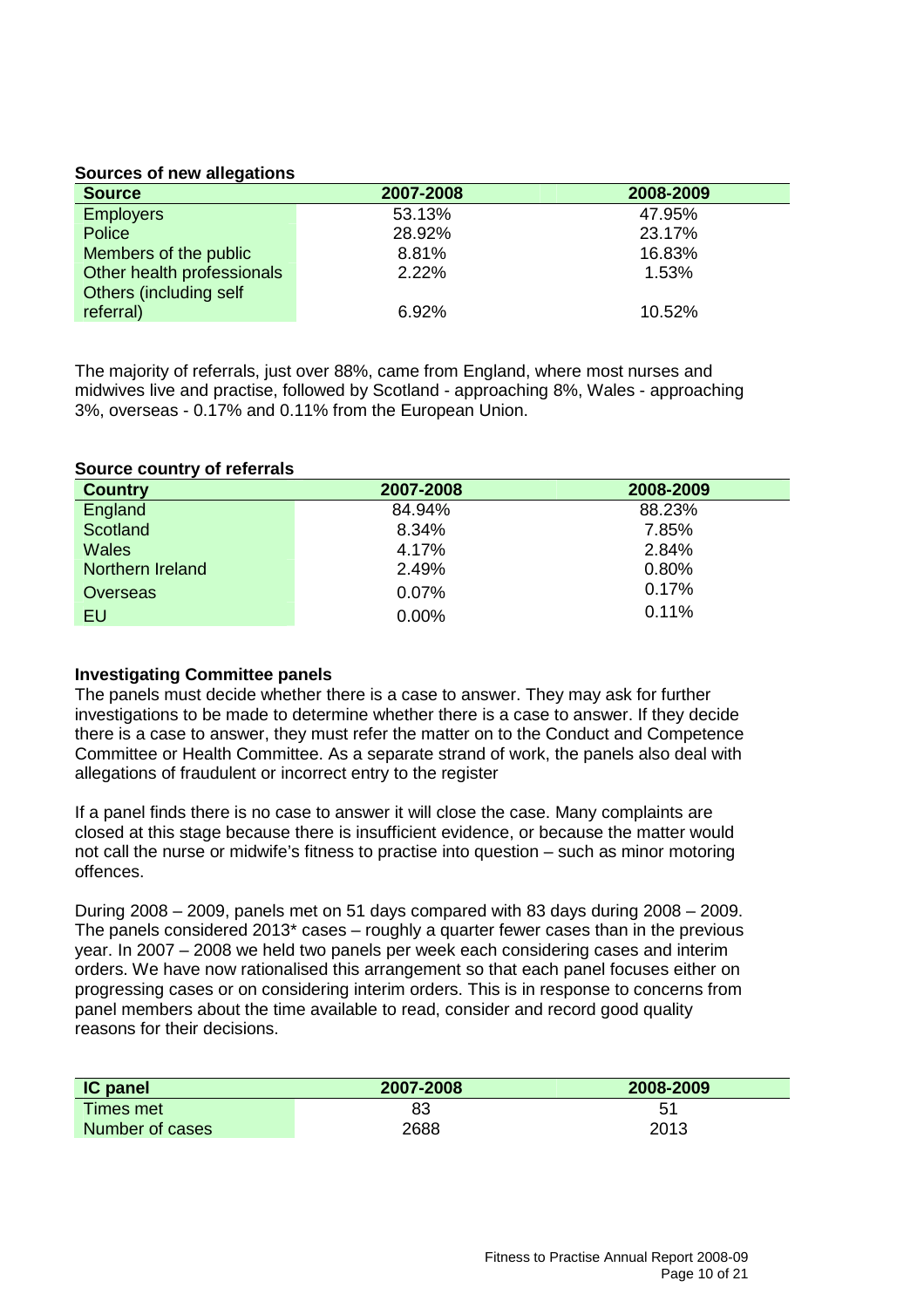**Sources of new allegations**

| Source | 2007-2008 | 2008-2009 |
|---|---|---|
| Employers | 53.13% | 47.95% |
| Police | 28.92% | 23.17% |
| Members of the public | 8.81% | 16.83% |
| Other health professionals | 2.22% | 1.53% |
| Others (including self referral) | 6.92% | 10.52% |

The majority of referrals, just over 88%, came from England, where most nurses and midwives live and practise, followed by Scotland - approaching 8%, Wales - approaching 3%, overseas - 0.17% and 0.11% from the European Union.

**Source country of referrals**

| Country | 2007-2008 | 2008-2009 |
|---|---|---|
| England | 84.94% | 88.23% |
| Scotland | 8.34% | 7.85% |
| Wales | 4.17% | 2.84% |
| Northern Ireland | 2.49% | 0.80% |
| Overseas | 0.07% | 0.17% |
| EU | 0.00% | 0.11% |

**Investigating Committee panels**

The panels must decide whether there is a case to answer. They may ask for further investigations to be made to determine whether there is a case to answer. If they decide there is a case to answer, they must refer the matter on to the Conduct and Competence Committee or Health Committee. As a separate strand of work, the panels also deal with allegations of fraudulent or incorrect entry to the register

If a panel finds there is no case to answer it will close the case. Many complaints are closed at this stage because there is insufficient evidence, or because the matter would not call the nurse or midwife's fitness to practise into question – such as minor motoring offences.

During 2008 – 2009, panels met on 51 days compared with 83 days during 2008 – 2009. The panels considered 2013* cases – roughly a quarter fewer cases than in the previous year. In 2007 – 2008 we held two panels per week each considering cases and interim orders. We have now rationalised this arrangement so that each panel focuses either on progressing cases or on considering interim orders. This is in response to concerns from panel members about the time available to read, consider and record good quality reasons for their decisions.

| IC panel | 2007-2008 | 2008-2009 |
|---|---|---|
| Times met | 83 | 51 |
| Number of cases | 2688 | 2013 |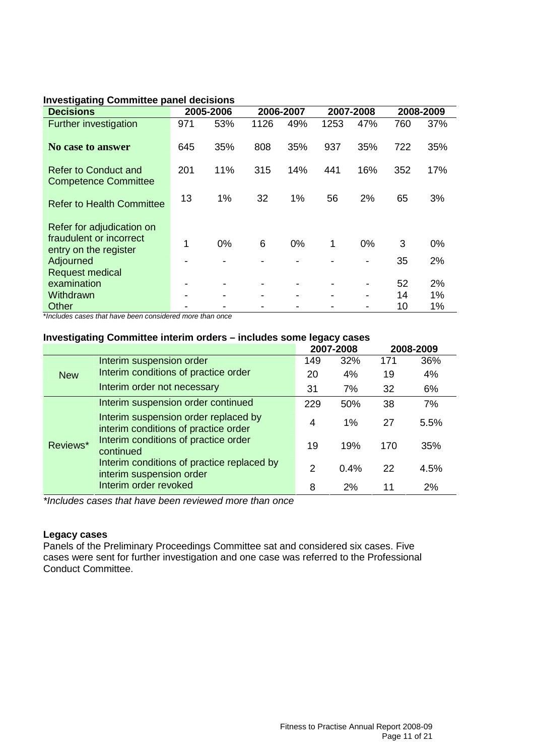### Investigating Committee panel decisions

| Decisions | 2005-2006 | | 2006-2007 | | 2007-2008 | | 2008-2009 | |
|---|---|---|---|---|---|---|---|---|
| Further investigation | 971 | 53% | 1126 | 49% | 1253 | 47% | 760 | 37% |
| No case to answer | 645 | 35% | 808 | 35% | 937 | 35% | 722 | 35% |
| Refer to Conduct and Competence Committee | 201 | 11% | 315 | 14% | 441 | 16% | 352 | 17% |
| Refer to Health Committee | 13 | 1% | 32 | 1% | 56 | 2% | 65 | 3% |
| Refer for adjudication on fraudulent or incorrect entry on the register | 1 | 0% | 6 | 0% | 1 | 0% | 3 | 0% |
| Adjourned | - | - | - | - | - | - | 35 | 2% |
| Request medical examination | - | - | - | - | - | - | 52 | 2% |
| Withdrawn | - | - | - | - | - | - | 14 | 1% |
| Other | - | - | - | - | - | - | 10 | 1% |

*Includes cases that have been considered more than once

### Investigating Committee interim orders – includes some legacy cases

| | | 2007-2008 | | 2008-2009 | |
|---|---|---|---|---|---|
| New | Interim suspension order | 149 | 32% | 171 | 36% |
| | Interim conditions of practice order | 20 | 4% | 19 | 4% |
| | Interim order not necessary | 31 | 7% | 32 | 6% |
| Reviews* | Interim suspension order continued | 229 | 50% | 38 | 7% |
| | Interim suspension order replaced by interim conditions of practice order | 4 | 1% | 27 | 5.5% |
| | Interim conditions of practice order continued | 19 | 19% | 170 | 35% |
| | Interim conditions of practice replaced by interim suspension order | 2 | 0.4% | 22 | 4.5% |
| | Interim order revoked | 8 | 2% | 11 | 2% |

*Includes cases that have been reviewed more than once

### Legacy cases

Panels of the Preliminary Proceedings Committee sat and considered six cases. Five cases were sent for further investigation and one case was referred to the Professional Conduct Committee.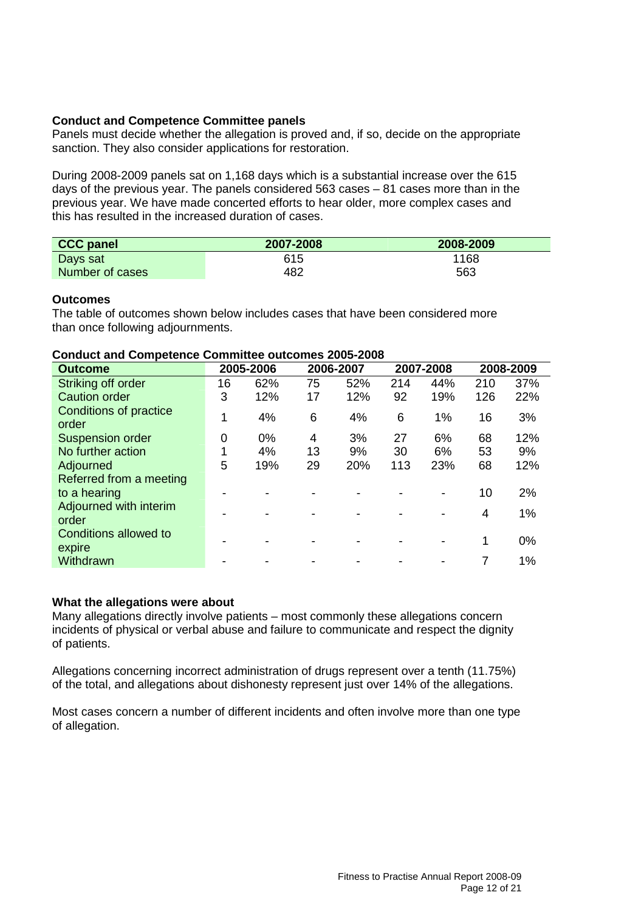### Conduct and Competence Committee panels

Panels must decide whether the allegation is proved and, if so, decide on the appropriate sanction. They also consider applications for restoration.

During 2008-2009 panels sat on 1,168 days which is a substantial increase over the 615 days of the previous year. The panels considered 563 cases – 81 cases more than in the previous year. We have made concerted efforts to hear older, more complex cases and this has resulted in the increased duration of cases.

| CCC panel | 2007-2008 | 2008-2009 |
|---|---|---|
| Days sat | 615 | 1168 |
| Number of cases | 482 | 563 |

### Outcomes

The table of outcomes shown below includes cases that have been considered more than once following adjournments.

**Conduct and Competence Committee outcomes 2005-2008**

| Outcome | 2005-2006 | | 2006-2007 | | 2007-2008 | | 2008-2009 | |
|---|---|---|---|---|---|---|---|---|
| Striking off order | 16 | 62% | 75 | 52% | 214 | 44% | 210 | 37% |
| Caution order | 3 | 12% | 17 | 12% | 92 | 19% | 126 | 22% |
| Conditions of practice order | 1 | 4% | 6 | 4% | 6 | 1% | 16 | 3% |
| Suspension order | 0 | 0% | 4 | 3% | 27 | 6% | 68 | 12% |
| No further action | 1 | 4% | 13 | 9% | 30 | 6% | 53 | 9% |
| Adjourned | 5 | 19% | 29 | 20% | 113 | 23% | 68 | 12% |
| Referred from a meeting to a hearing | - | - | - | - | - | - | 10 | 2% |
| Adjourned with interim order | - | - | - | - | - | - | 4 | 1% |
| Conditions allowed to expire | - | - | - | - | - | - | 1 | 0% |
| Withdrawn | - | - | - | - | - | - | 7 | 1% |

### What the allegations were about

Many allegations directly involve patients – most commonly these allegations concern incidents of physical or verbal abuse and failure to communicate and respect the dignity of patients.

Allegations concerning incorrect administration of drugs represent over a tenth (11.75%) of the total, and allegations about dishonesty represent just over 14% of the allegations.

Most cases concern a number of different incidents and often involve more than one type of allegation.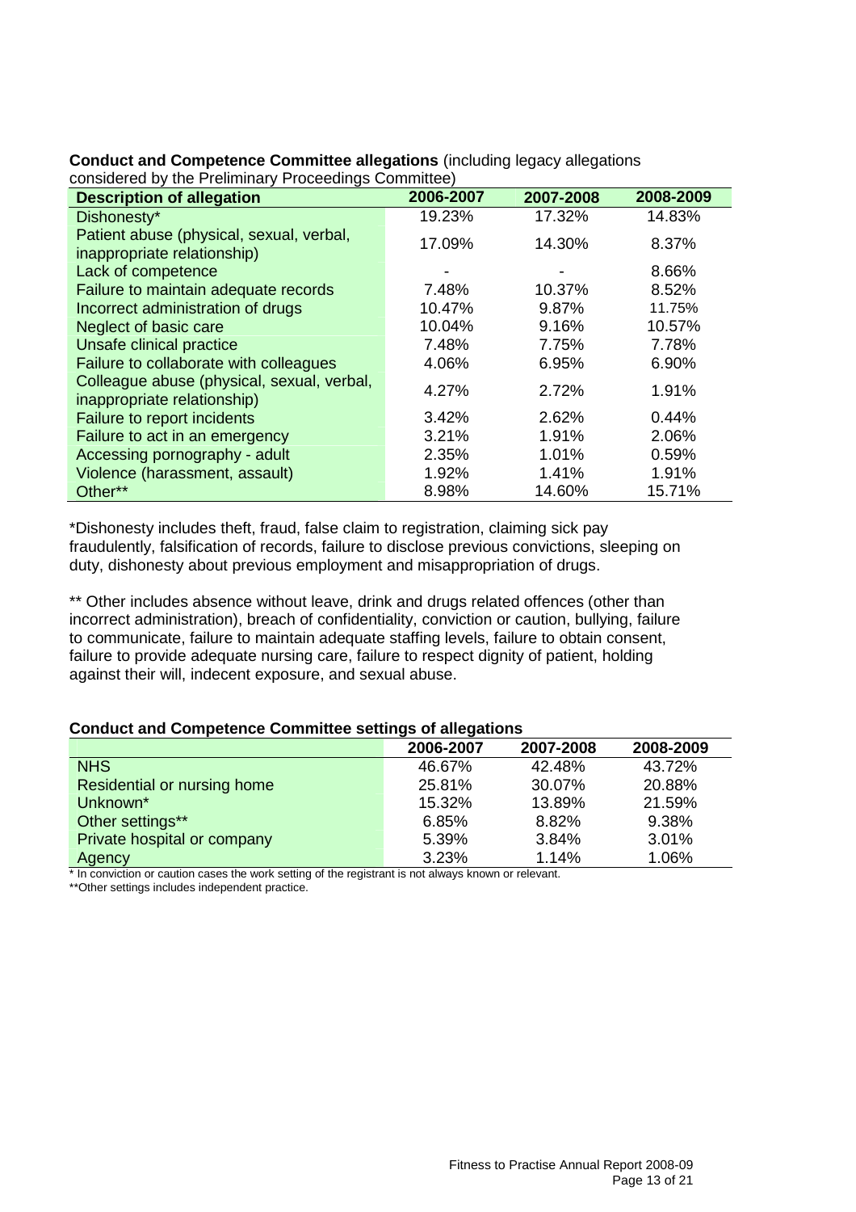**Conduct and Competence Committee allegations** (including legacy allegations considered by the Preliminary Proceedings Committee)

| Description of allegation | 2006-2007 | 2007-2008 | 2008-2009 |
|---|---|---|---|
| Dishonesty* | 19.23% | 17.32% | 14.83% |
| Patient abuse (physical, sexual, verbal, inappropriate relationship) | 17.09% | 14.30% | 8.37% |
| Lack of competence | - | - | 8.66% |
| Failure to maintain adequate records | 7.48% | 10.37% | 8.52% |
| Incorrect administration of drugs | 10.47% | 9.87% | 11.75% |
| Neglect of basic care | 10.04% | 9.16% | 10.57% |
| Unsafe clinical practice | 7.48% | 7.75% | 7.78% |
| Failure to collaborate with colleagues | 4.06% | 6.95% | 6.90% |
| Colleague abuse (physical, sexual, verbal, inappropriate relationship) | 4.27% | 2.72% | 1.91% |
| Failure to report incidents | 3.42% | 2.62% | 0.44% |
| Failure to act in an emergency | 3.21% | 1.91% | 2.06% |
| Accessing pornography - adult | 2.35% | 1.01% | 0.59% |
| Violence (harassment, assault) | 1.92% | 1.41% | 1.91% |
| Other** | 8.98% | 14.60% | 15.71% |

*Dishonesty includes theft, fraud, false claim to registration, claiming sick pay fraudulently, falsification of records, failure to disclose previous convictions, sleeping on duty, dishonesty about previous employment and misappropriation of drugs.

** Other includes absence without leave, drink and drugs related offences (other than incorrect administration), breach of confidentiality, conviction or caution, bullying, failure to communicate, failure to maintain adequate staffing levels, failure to obtain consent, failure to provide adequate nursing care, failure to respect dignity of patient, holding against their will, indecent exposure, and sexual abuse.

**Conduct and Competence Committee settings of allegations**

| | 2006-2007 | 2007-2008 | 2008-2009 |
|---|---|---|---|
| NHS | 46.67% | 42.48% | 43.72% |
| Residential or nursing home | 25.81% | 30.07% | 20.88% |
| Unknown* | 15.32% | 13.89% | 21.59% |
| Other settings** | 6.85% | 8.82% | 9.38% |
| Private hospital or company | 5.39% | 3.84% | 3.01% |
| Agency | 3.23% | 1.14% | 1.06% |

* In conviction or caution cases the work setting of the registrant is not always known or relevant.

**Other settings includes independent practice.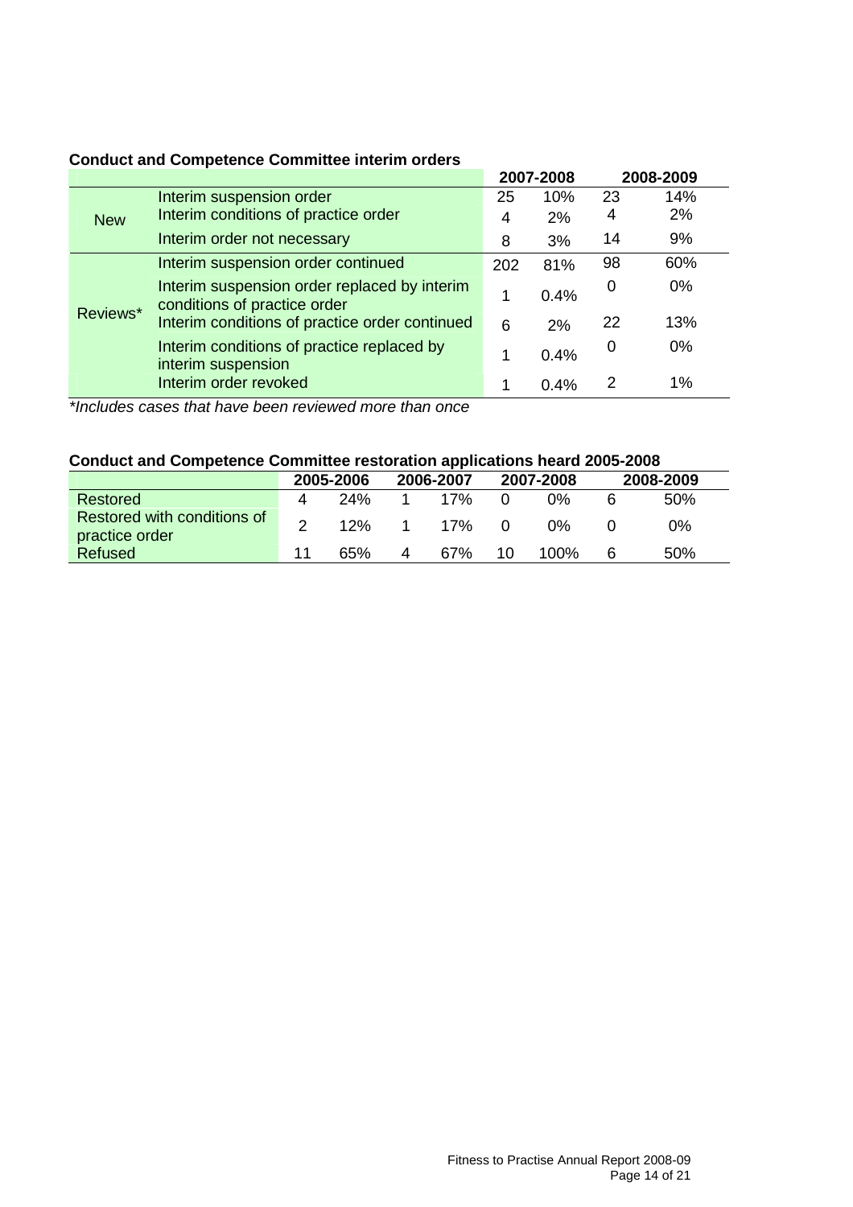**Conduct and Competence Committee interim orders**

| | | 2007-2008 | | 2008-2009 | |
|---|---|---|---|---|---|
| New | Interim suspension order | 25 | 10% | 23 | 14% |
| | Interim conditions of practice order | 4 | 2% | 4 | 2% |
| | Interim order not necessary | 8 | 3% | 14 | 9% |
| Reviews* | Interim suspension order continued | 202 | 81% | 98 | 60% |
| | Interim suspension order replaced by interim conditions of practice order | 1 | 0.4% | 0 | 0% |
| | Interim conditions of practice order continued | 6 | 2% | 22 | 13% |
| | Interim conditions of practice replaced by interim suspension | 1 | 0.4% | 0 | 0% |
| | Interim order revoked | 1 | 0.4% | 2 | 1% |

*\*Includes cases that have been reviewed more than once*

**Conduct and Competence Committee restoration applications heard 2005-2008**

| | 2005-2006 | | 2006-2007 | | 2007-2008 | | 2008-2009 | |
|---|---|---|---|---|---|---|---|---|
| Restored | 4 | 24% | 1 | 17% | 0 | 0% | 6 | 50% |
| Restored with conditions of practice order | 2 | 12% | 1 | 17% | 0 | 0% | 0 | 0% |
| Refused | 11 | 65% | 4 | 67% | 10 | 100% | 6 | 50% |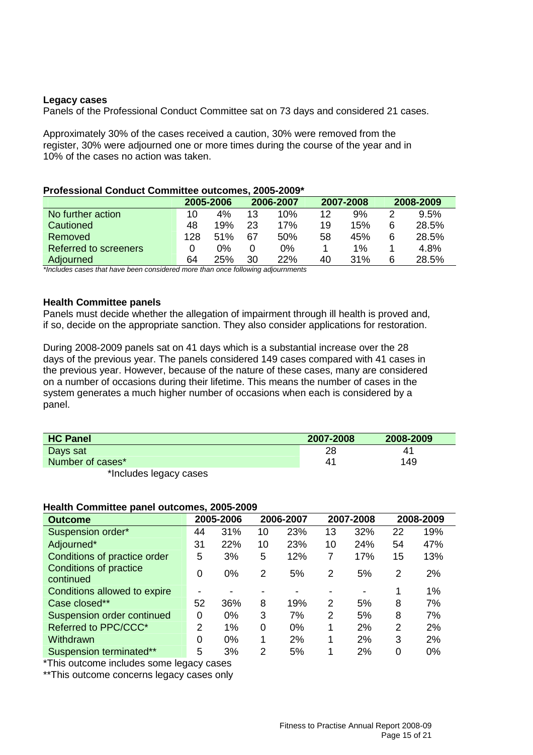**Legacy cases**

Panels of the Professional Conduct Committee sat on 73 days and considered 21 cases.

Approximately 30% of the cases received a caution, 30% were removed from the register, 30% were adjourned one or more times during the course of the year and in 10% of the cases no action was taken.

**Professional Conduct Committee outcomes, 2005-2009***

| | 2005-2006 | | 2006-2007 | | 2007-2008 | | 2008-2009 | |
|---|---|---|---|---|---|---|---|---|
| No further action | 10 | 4% | 13 | 10% | 12 | 9% | 2 | 9.5% |
| Cautioned | 48 | 19% | 23 | 17% | 19 | 15% | 6 | 28.5% |
| Removed | 128 | 51% | 67 | 50% | 58 | 45% | 6 | 28.5% |
| Referred to screeners | 0 | 0% | 0 | 0% | 1 | 1% | 1 | 4.8% |
| Adjourned | 64 | 25% | 30 | 22% | 40 | 31% | 6 | 28.5% |

*\*Includes cases that have been considered more than once following adjournments*

**Health Committee panels**

Panels must decide whether the allegation of impairment through ill health is proved and, if so, decide on the appropriate sanction. They also consider applications for restoration.

During 2008-2009 panels sat on 41 days which is a substantial increase over the 28 days of the previous year. The panels considered 149 cases compared with 41 cases in the previous year. However, because of the nature of these cases, many are considered on a number of occasions during their lifetime. This means the number of cases in the system generates a much higher number of occasions when each is considered by a panel.

| HC Panel | 2007-2008 | 2008-2009 |
|---|---|---|
| Days sat | 28 | 41 |
| Number of cases* | 41 | 149 |

*Includes legacy cases

**Health Committee panel outcomes, 2005-2009**

| Outcome | 2005-2006 | | 2006-2007 | | 2007-2008 | | 2008-2009 | |
|---|---|---|---|---|---|---|---|---|
| Suspension order* | 44 | 31% | 10 | 23% | 13 | 32% | 22 | 19% |
| Adjourned* | 31 | 22% | 10 | 23% | 10 | 24% | 54 | 47% |
| Conditions of practice order | 5 | 3% | 5 | 12% | 7 | 17% | 15 | 13% |
| Conditions of practice continued | 0 | 0% | 2 | 5% | 2 | 5% | 2 | 2% |
| Conditions allowed to expire | - | - | - | - | - | - | 1 | 1% |
| Case closed** | 52 | 36% | 8 | 19% | 2 | 5% | 8 | 7% |
| Suspension order continued | 0 | 0% | 3 | 7% | 2 | 5% | 8 | 7% |
| Referred to PPC/CCC* | 2 | 1% | 0 | 0% | 1 | 2% | 2 | 2% |
| Withdrawn | 0 | 0% | 1 | 2% | 1 | 2% | 3 | 2% |
| Suspension terminated** | 5 | 3% | 2 | 5% | 1 | 2% | 0 | 0% |

*This outcome includes some legacy cases

**This outcome concerns legacy cases only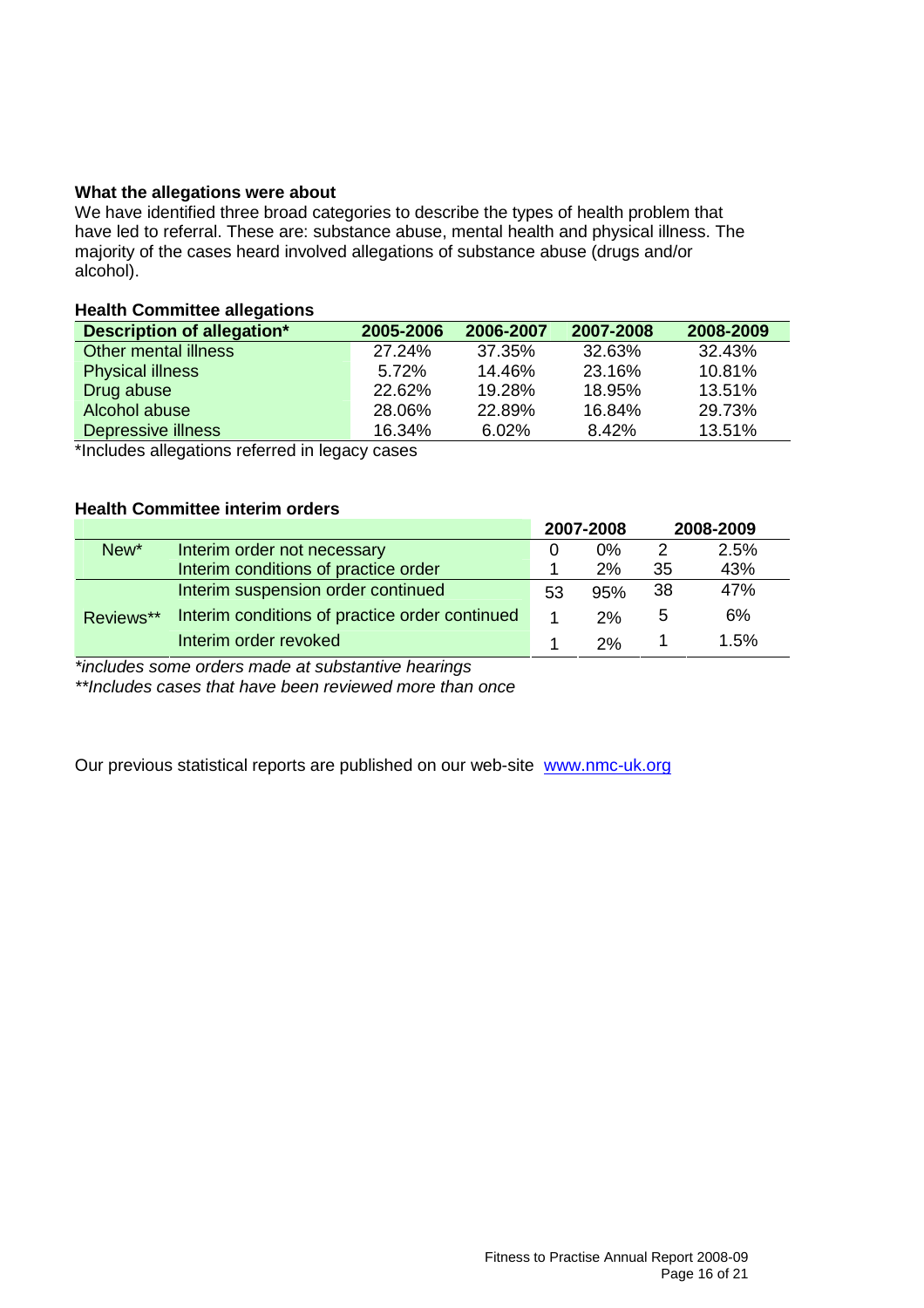### What the allegations were about

We have identified three broad categories to describe the types of health problem that have led to referral. These are: substance abuse, mental health and physical illness. The majority of the cases heard involved allegations of substance abuse (drugs and/or alcohol).

#### Health Committee allegations

| Description of allegation* | 2005-2006 | 2006-2007 | 2007-2008 | 2008-2009 |
|---|---|---|---|---|
| Other mental illness | 27.24% | 37.35% | 32.63% | 32.43% |
| Physical illness | 5.72% | 14.46% | 23.16% | 10.81% |
| Drug abuse | 22.62% | 19.28% | 18.95% | 13.51% |
| Alcohol abuse | 28.06% | 22.89% | 16.84% | 29.73% |
| Depressive illness | 16.34% | 6.02% | 8.42% | 13.51% |

*Includes allegations referred in legacy cases

#### Health Committee interim orders

| | | 2007-2008 | | 2008-2009 | |
|---|---|---|---|---|---|
| New* | Interim order not necessary | 0 | 0% | 2 | 2.5% |
| | Interim conditions of practice order | 1 | 2% | 35 | 43% |
| Reviews** | Interim suspension order continued | 53 | 95% | 38 | 47% |
| | Interim conditions of practice order continued | 1 | 2% | 5 | 6% |
| | Interim order revoked | 1 | 2% | 1 | 1.5% |

*\*includes some orders made at substantive hearings*

*\*\*Includes cases that have been reviewed more than once*

Our previous statistical reports are published on our web-site [www.nmc-uk.org](http://www.nmc-uk.org)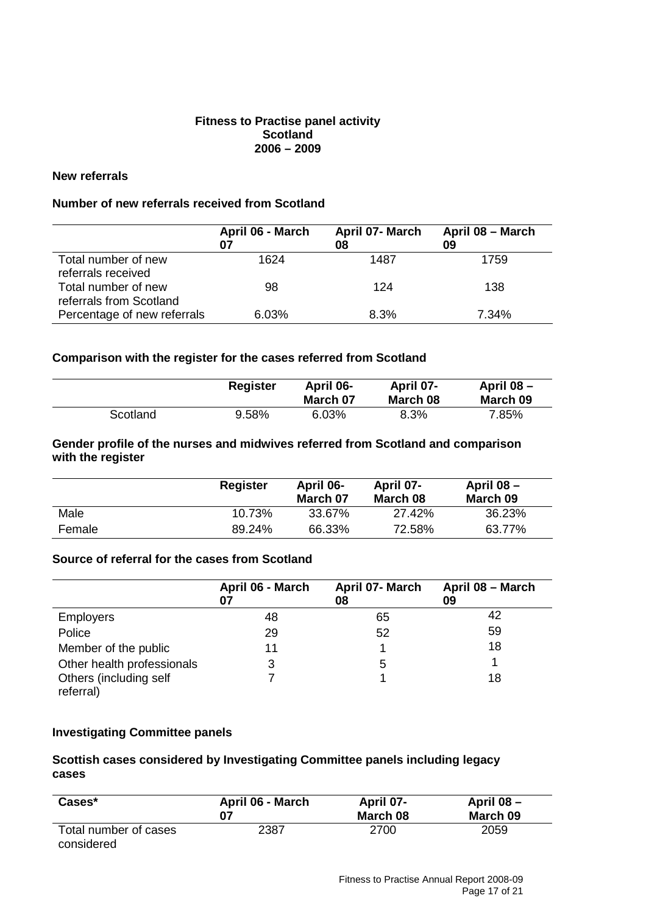## Fitness to Practise panel activity
## Scotland
## 2006 – 2009

### New referrals

**Number of new referrals received from Scotland**

| | April 06 - March 07 | April 07- March 08 | April 08 – March 09 |
|---|---|---|---|
| Total number of new referrals received | 1624 | 1487 | 1759 |
| Total number of new referrals from Scotland | 98 | 124 | 138 |
| Percentage of new referrals | 6.03% | 8.3% | 7.34% |

**Comparison with the register for the cases referred from Scotland**

| | Register | April 06-March 07 | April 07-March 08 | April 08 – March 09 |
|---|---|---|---|---|
| Scotland | 9.58% | 6.03% | 8.3% | 7.85% |

**Gender profile of the nurses and midwives referred from Scotland and comparison with the register**

| | Register | April 06-March 07 | April 07-March 08 | April 08 – March 09 |
|---|---|---|---|---|
| Male | 10.73% | 33.67% | 27.42% | 36.23% |
| Female | 89.24% | 66.33% | 72.58% | 63.77% |

**Source of referral for the cases from Scotland**

| | April 06 - March 07 | April 07- March 08 | April 08 – March 09 |
|---|---|---|---|
| Employers | 48 | 65 | 42 |
| Police | 29 | 52 | 59 |
| Member of the public | 11 | 1 | 18 |
| Other health professionals | 3 | 5 | 1 |
| Others (including self referral) | 7 | 1 | 18 |

### Investigating Committee panels

**Scottish cases considered by Investigating Committee panels including legacy cases**

| Cases* | April 06 - March 07 | April 07-March 08 | April 08 – March 09 |
|---|---|---|---|
| Total number of cases considered | 2387 | 2700 | 2059 |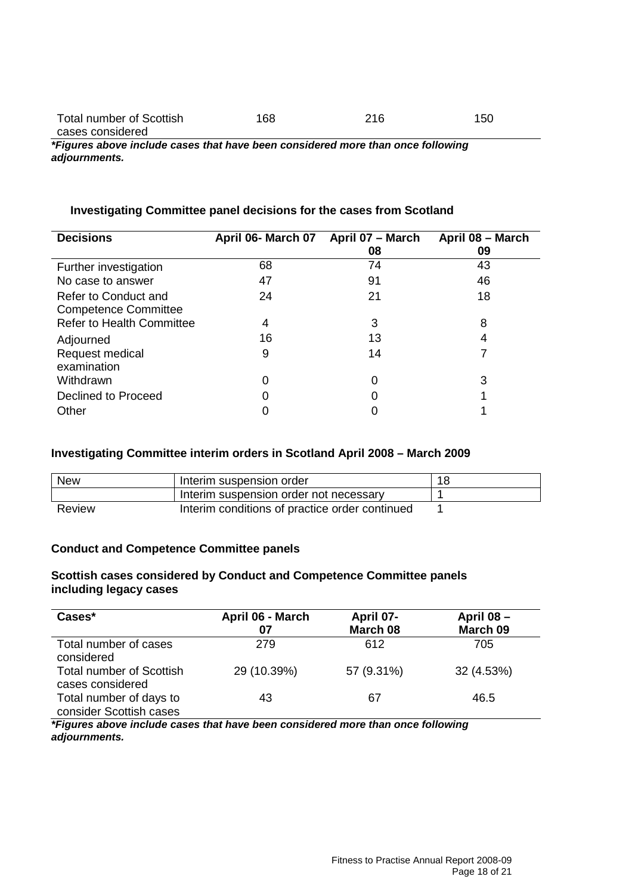| Total number of Scottish cases considered | 168 | 216 | 150 |
|---|---|---|---|

***Figures above include cases that have been considered more than once following adjournments.***

### Investigating Committee panel decisions for the cases from Scotland

| Decisions | April 06- March 07 | April 07 – March 08 | April 08 – March 09 |
|---|---|---|---|
| Further investigation | 68 | 74 | 43 |
| No case to answer | 47 | 91 | 46 |
| Refer to Conduct and Competence Committee | 24 | 21 | 18 |
| Refer to Health Committee | 4 | 3 | 8 |
| Adjourned | 16 | 13 | 4 |
| Request medical examination | 9 | 14 | 7 |
| Withdrawn | 0 | 0 | 3 |
| Declined to Proceed | 0 | 0 | 1 |
| Other | 0 | 0 | 1 |

### Investigating Committee interim orders in Scotland April 2008 – March 2009

| | | |
|---|---|---|
| New | Interim suspension order | 18 |
| | Interim suspension order not necessary | 1 |
| Review | Interim conditions of practice order continued | 1 |

### Conduct and Competence Committee panels

### Scottish cases considered by Conduct and Competence Committee panels including legacy cases

| Cases* | April 06 - March 07 | April 07- March 08 | April 08 – March 09 |
|---|---|---|---|
| Total number of cases considered | 279 | 612 | 705 |
| Total number of Scottish cases considered | 29 (10.39%) | 57 (9.31%) | 32 (4.53%) |
| Total number of days to consider Scottish cases | 43 | 67 | 46.5 |

***Figures above include cases that have been considered more than once following adjournments.***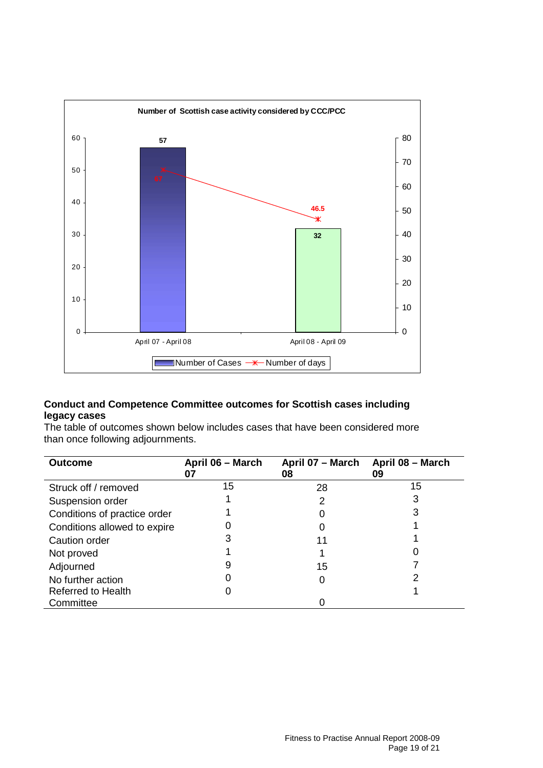**Number of Scottish case activity considered by CCC/PCC**

| | Number of Cases | Number of days |
|---|---|---|
| April 07 - April 08 | 57 | 67 |
| April 08 - April 09 | 32 | 46.5 |

**Conduct and Competence Committee outcomes for Scottish cases including legacy cases**

The table of outcomes shown below includes cases that have been considered more than once following adjournments.

| Outcome | April 06 – March 07 | April 07 – March 08 | April 08 – March 09 |
|---|---|---|---|
| Struck off / removed | 15 | 28 | 15 |
| Suspension order | 1 | 2 | 3 |
| Conditions of practice order | 1 | 0 | 3 |
| Conditions allowed to expire | 0 | 0 | 1 |
| Caution order | 3 | 11 | 1 |
| Not proved | 1 | 1 | 0 |
| Adjourned | 9 | 15 | 7 |
| No further action | 0 | 0 | 2 |
| Referred to Health Committee | 0 | 0 | 1 |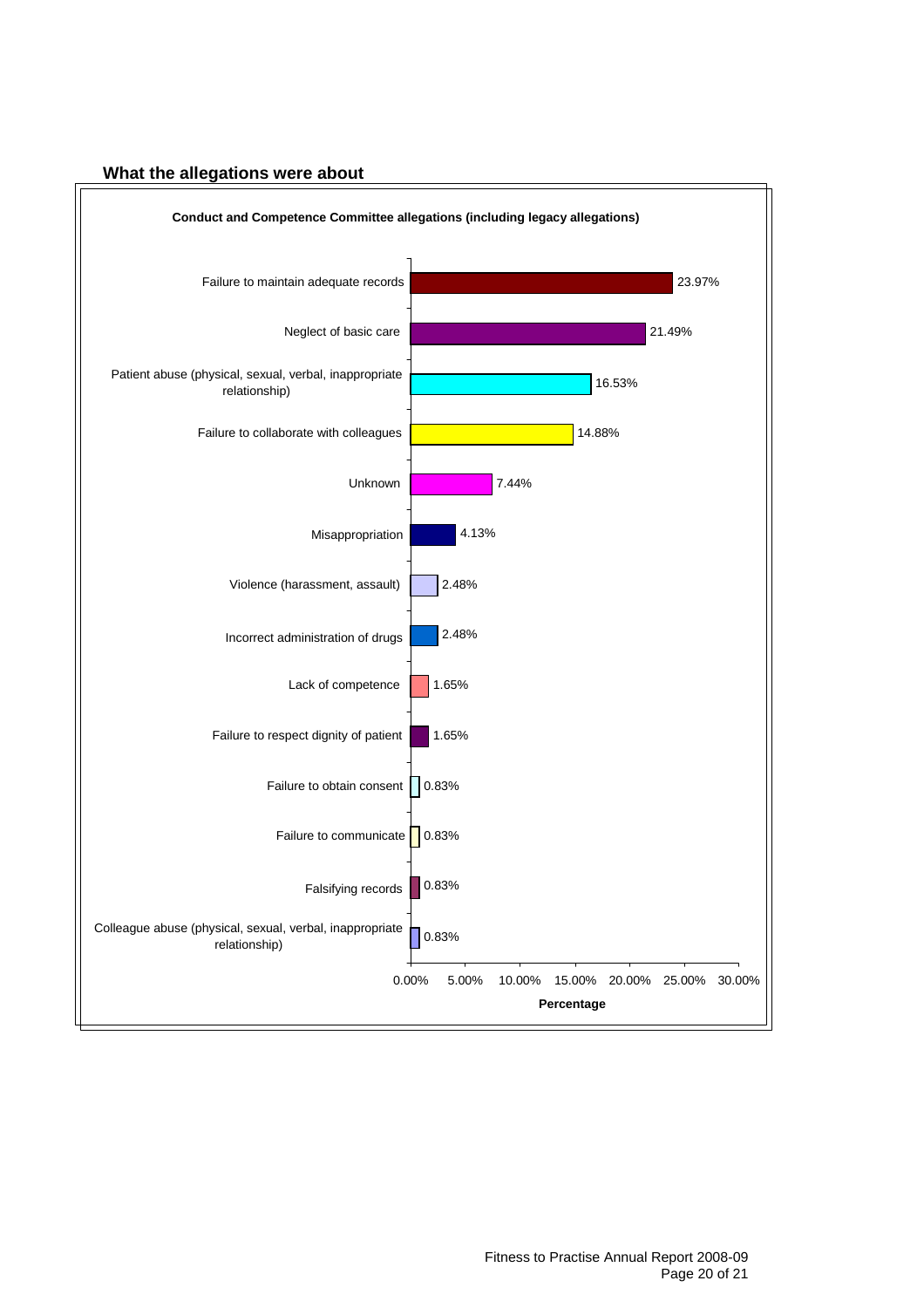## What the allegations were about

**Conduct and Competence Committee allegations (including legacy allegations)**

| Allegation | Percentage |
| --- | --- |
| Failure to maintain adequate records | 23.97% |
| Neglect of basic care | 21.49% |
| Patient abuse (physical, sexual, verbal, inappropriate relationship) | 16.53% |
| Failure to collaborate with colleagues | 14.88% |
| Unknown | 7.44% |
| Misappropriation | 4.13% |
| Violence (harassment, assault) | 2.48% |
| Incorrect administration of drugs | 2.48% |
| Lack of competence | 1.65% |
| Failure to respect dignity of patient | 1.65% |
| Failure to obtain consent | 0.83% |
| Failure to communicate | 0.83% |
| Falsifying records | 0.83% |
| Colleague abuse (physical, sexual, verbal, inappropriate relationship) | 0.83% |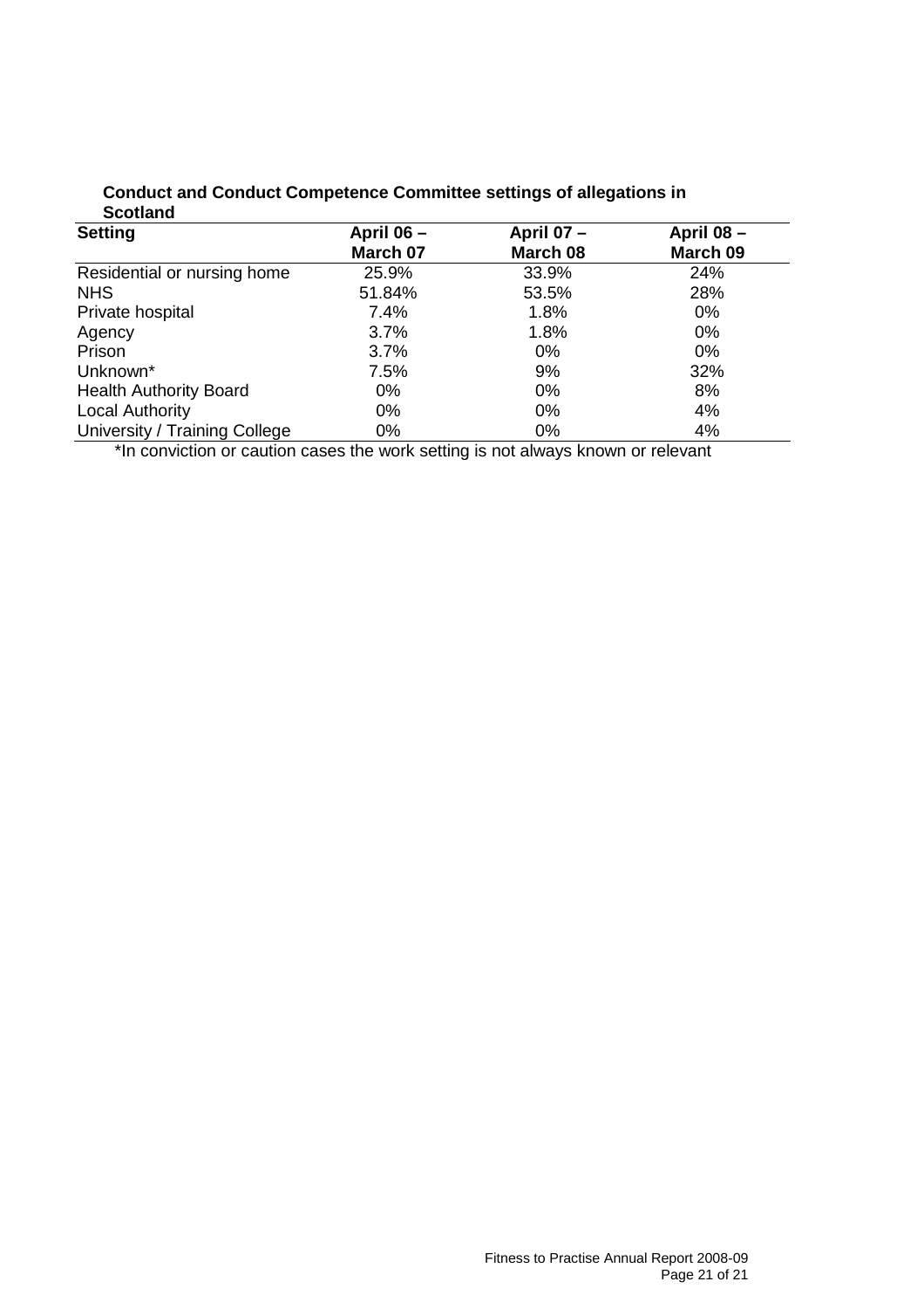**Conduct and Conduct Competence Committee settings of allegations in Scotland**

| Setting | April 06 – March 07 | April 07 – March 08 | April 08 – March 09 |
|---|---|---|---|
| Residential or nursing home | 25.9% | 33.9% | 24% |
| NHS | 51.84% | 53.5% | 28% |
| Private hospital | 7.4% | 1.8% | 0% |
| Agency | 3.7% | 1.8% | 0% |
| Prison | 3.7% | 0% | 0% |
| Unknown* | 7.5% | 9% | 32% |
| Health Authority Board | 0% | 0% | 8% |
| Local Authority | 0% | 0% | 4% |
| University / Training College | 0% | 0% | 4% |

*In conviction or caution cases the work setting is not always known or relevant